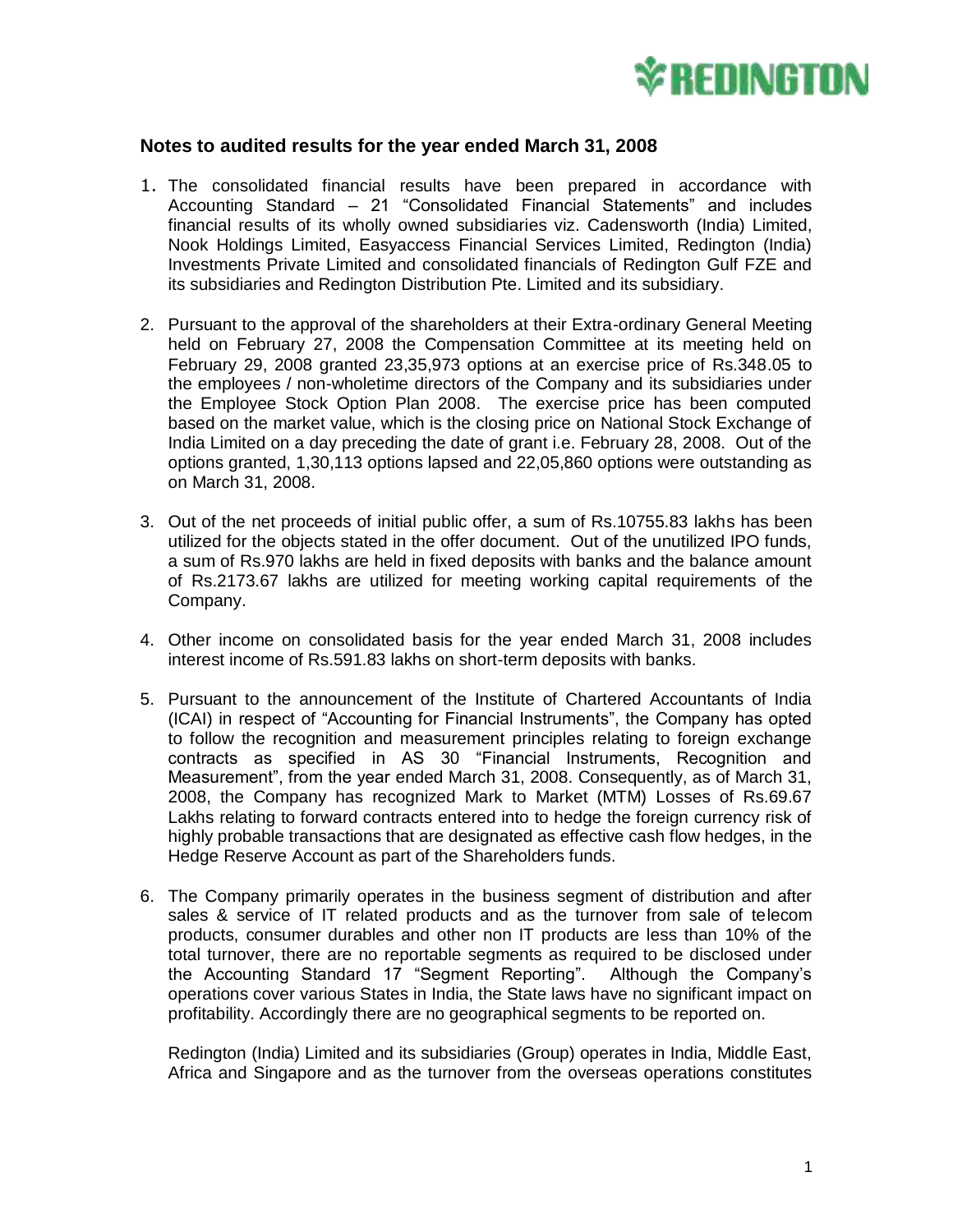## Notes to audited results for the year ended March 31, 2008

1. The consolidated financial results have been prepared in accordance with Accounting Standard – 21 "Consolidated Financial Statements" and includes financial results of its wholly owned subsidiaries viz. Cadensworth (India) Limited, Nook Holdings Limited, Easyaccess Financial Services Limited, Redington (India) Investments Private Limited and consolidated financials of Redington Gulf FZE and its subsidiaries and Redington Distribution Pte. Limited and its subsidiary.

2. Pursuant to the approval of the shareholders at their Extra-ordinary General Meeting held on February 27, 2008 the Compensation Committee at its meeting held on February 29, 2008 granted 23,35,973 options at an exercise price of Rs.348.05 to the employees / non-wholetime directors of the Company and its subsidiaries under the Employee Stock Option Plan 2008. The exercise price has been computed based on the market value, which is the closing price on National Stock Exchange of India Limited on a day preceding the date of grant i.e. February 28, 2008. Out of the options granted, 1,30,113 options lapsed and 22,05,860 options were outstanding as on March 31, 2008.

3. Out of the net proceeds of initial public offer, a sum of Rs.10755.83 lakhs has been utilized for the objects stated in the offer document. Out of the unutilized IPO funds, a sum of Rs.970 lakhs are held in fixed deposits with banks and the balance amount of Rs.2173.67 lakhs are utilized for meeting working capital requirements of the Company.

4. Other income on consolidated basis for the year ended March 31, 2008 includes interest income of Rs.591.83 lakhs on short-term deposits with banks.

5. Pursuant to the announcement of the Institute of Chartered Accountants of India (ICAI) in respect of "Accounting for Financial Instruments", the Company has opted to follow the recognition and measurement principles relating to foreign exchange contracts as specified in AS 30 "Financial Instruments, Recognition and Measurement", from the year ended March 31, 2008. Consequently, as of March 31, 2008, the Company has recognized Mark to Market (MTM) Losses of Rs.69.67 Lakhs relating to forward contracts entered into to hedge the foreign currency risk of highly probable transactions that are designated as effective cash flow hedges, in the Hedge Reserve Account as part of the Shareholders funds.

6. The Company primarily operates in the business segment of distribution and after sales & service of IT related products and as the turnover from sale of telecom products, consumer durables and other non IT products are less than 10% of the total turnover, there are no reportable segments as required to be disclosed under the Accounting Standard 17 "Segment Reporting". Although the Company's operations cover various States in India, the State laws have no significant impact on profitability. Accordingly there are no geographical segments to be reported on.

   Redington (India) Limited and its subsidiaries (Group) operates in India, Middle East, Africa and Singapore and as the turnover from the overseas operations constitutes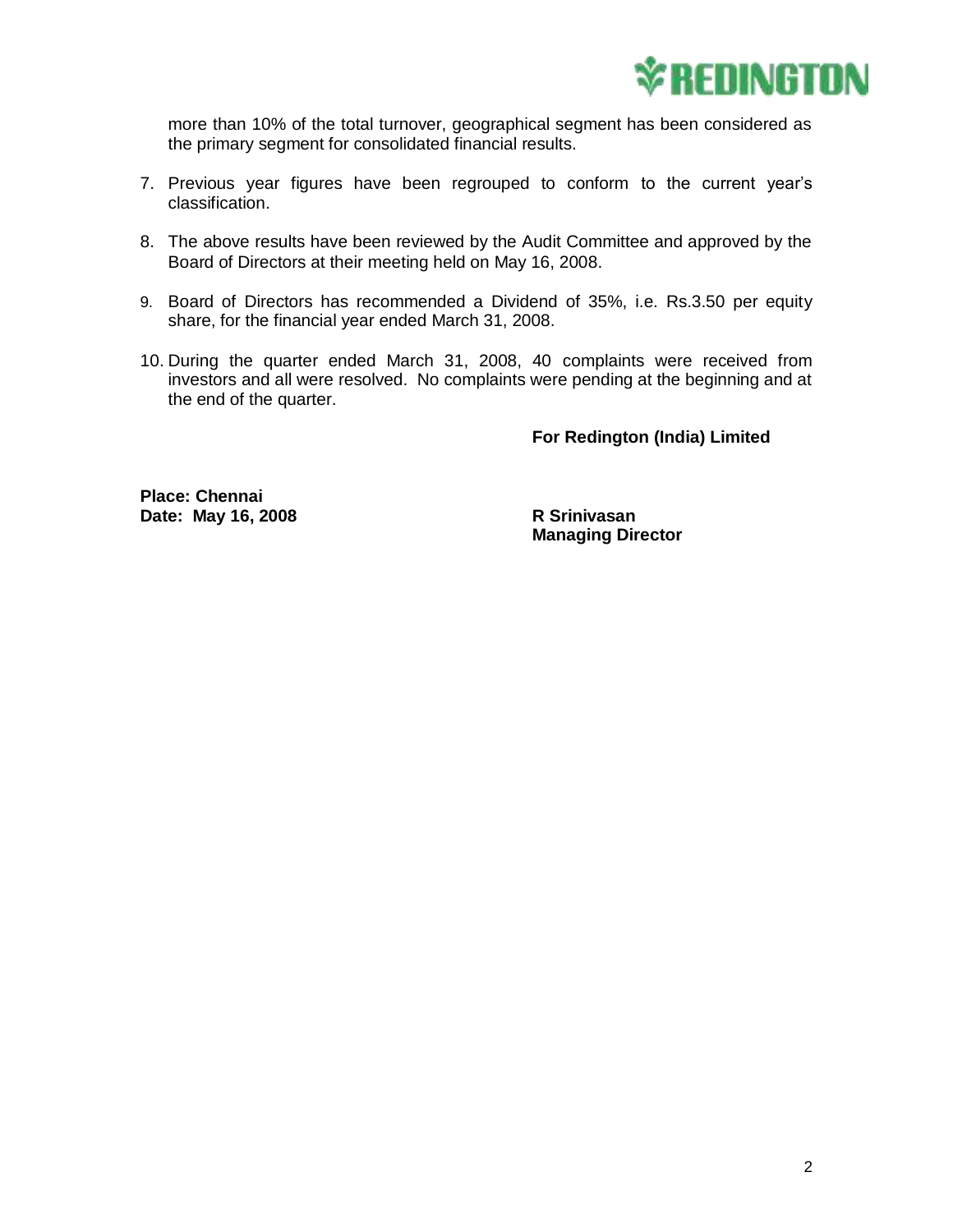more than 10% of the total turnover, geographical segment has been considered as the primary segment for consolidated financial results.

7. Previous year figures have been regrouped to conform to the current year's classification.

8. The above results have been reviewed by the Audit Committee and approved by the Board of Directors at their meeting held on May 16, 2008.

9. Board of Directors has recommended a Dividend of 35%, i.e. Rs.3.50 per equity share, for the financial year ended March 31, 2008.

10. During the quarter ended March 31, 2008, 40 complaints were received from investors and all were resolved. No complaints were pending at the beginning and at the end of the quarter.

**For Redington (India) Limited**

**Place: Chennai**
**Date: May 16, 2008**

**R Srinivasan**
**Managing Director**